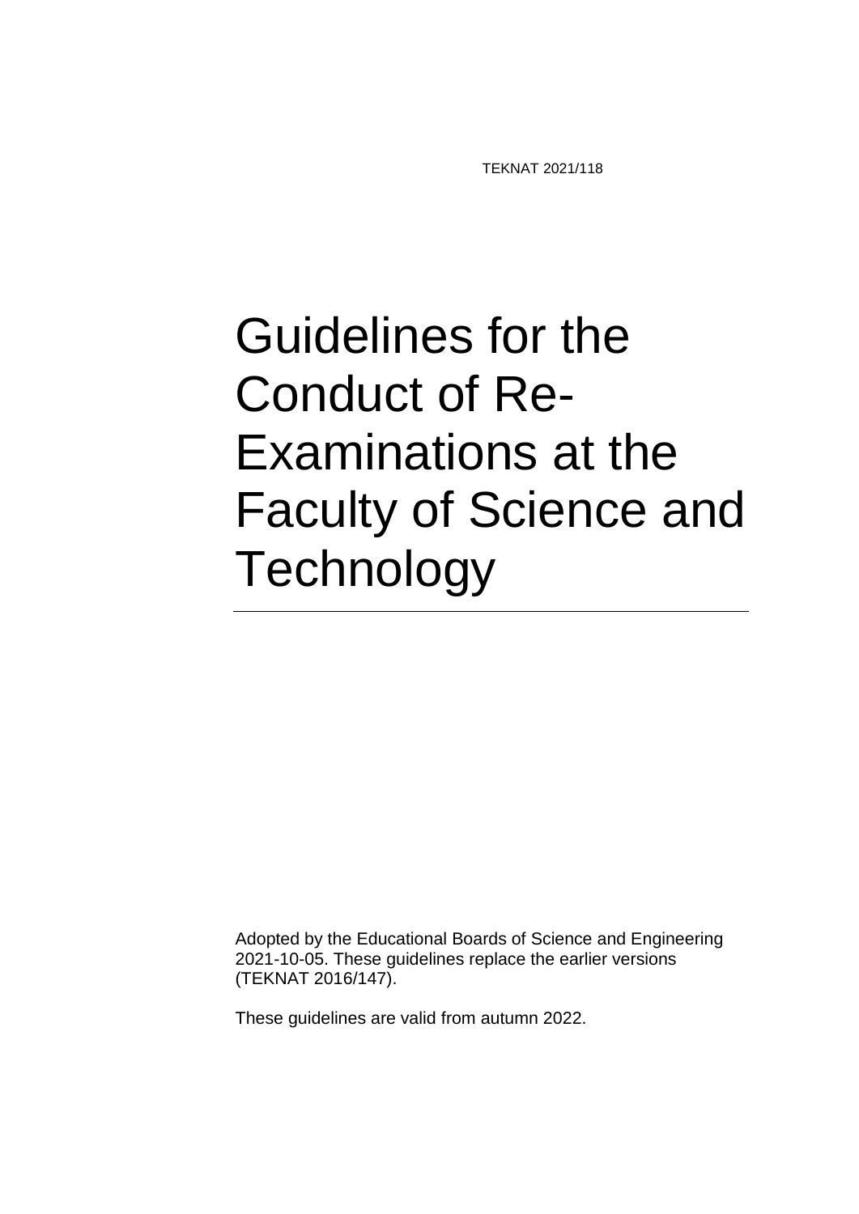TEKNAT 2021/118

# Guidelines for the Conduct of Re-Examinations at the Faculty of Science and Technology

Adopted by the Educational Boards of Science and Engineering 2021-10-05. These guidelines replace the earlier versions (TEKNAT 2016/147).

These guidelines are valid from autumn 2022.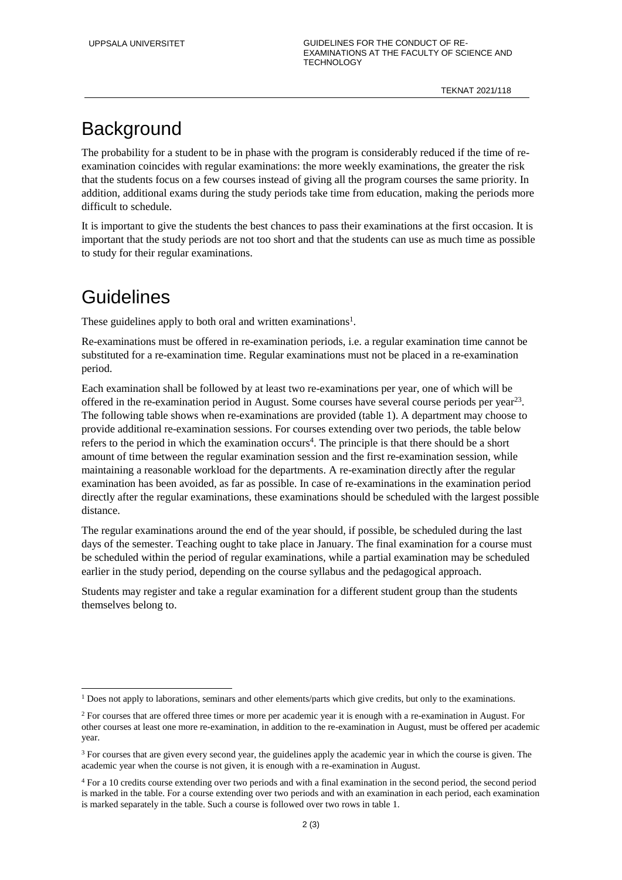# Background

The probability for a student to be in phase with the program is considerably reduced if the time of re-examination coincides with regular examinations: the more weekly examinations, the greater the risk that the students focus on a few courses instead of giving all the program courses the same priority. In addition, additional exams during the study periods take time from education, making the periods more difficult to schedule.

It is important to give the students the best chances to pass their examinations at the first occasion. It is important that the study periods are not too short and that the students can use as much time as possible to study for their regular examinations.

# Guidelines

These guidelines apply to both oral and written examinations[1].

Re-examinations must be offered in re-examination periods, i.e. a regular examination time cannot be substituted for a re-examination time. Regular examinations must not be placed in a re-examination period.

Each examination shall be followed by at least two re-examinations per year, one of which will be offered in the re-examination period in August. Some courses have several course periods per year[2,3]. The following table shows when re-examinations are provided (table 1). A department may choose to provide additional re-examination sessions. For courses extending over two periods, the table below refers to the period in which the examination occurs[4]. The principle is that there should be a short amount of time between the regular examination session and the first re-examination session, while maintaining a reasonable workload for the departments. A re-examination directly after the regular examination has been avoided, as far as possible. In case of re-examinations in the examination period directly after the regular examinations, these examinations should be scheduled with the largest possible distance.

The regular examinations around the end of the year should, if possible, be scheduled during the last days of the semester. Teaching ought to take place in January. The final examination for a course must be scheduled within the period of regular examinations, while a partial examination may be scheduled earlier in the study period, depending on the course syllabus and the pedagogical approach.

Students may register and take a regular examination for a different student group than the students themselves belong to.

---

[1] Does not apply to laborations, seminars and other elements/parts which give credits, but only to the examinations.

[2] For courses that are offered three times or more per academic year it is enough with a re-examination in August. For other courses at least one more re-examination, in addition to the re-examination in August, must be offered per academic year.

[3] For courses that are given every second year, the guidelines apply the academic year in which the course is given. The academic year when the course is not given, it is enough with a re-examination in August.

[4] For a 10 credits course extending over two periods and with a final examination in the second period, the second period is marked in the table. For a course extending over two periods and with an examination in each period, each examination is marked separately in the table. Such a course is followed over two rows in table 1.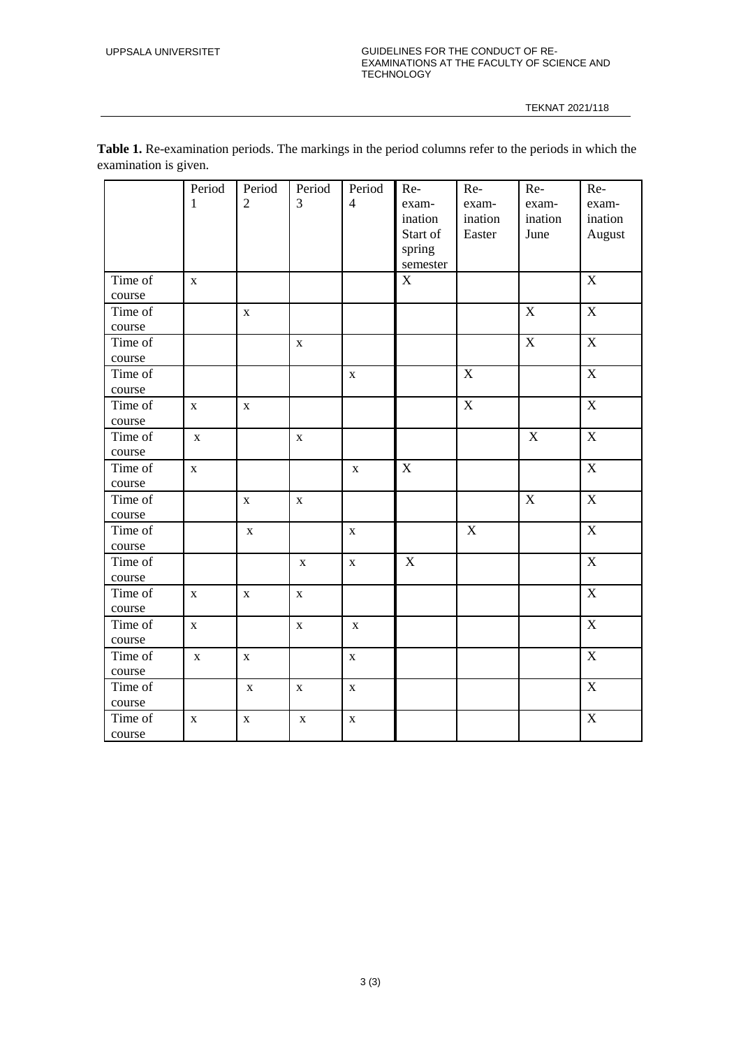**Table 1.** Re-examination periods. The markings in the period columns refer to the periods in which the examination is given.

| | Period 1 | Period 2 | Period 3 | Period 4 | Re-examination Start of spring semester | Re-examination Easter | Re-examination June | Re-examination August |
|---|---|---|---|---|---|---|---|---|
| Time of course | x | | | | X | | | X |
| Time of course | | x | | | | | X | X |
| Time of course | | | x | | | | X | X |
| Time of course | | | | x | | X | | X |
| Time of course | x | x | | | | X | | X |
| Time of course | x | | x | | | | X | X |
| Time of course | x | | | x | X | | | X |
| Time of course | | x | x | | | | X | X |
| Time of course | | x | | x | | X | | X |
| Time of course | | | x | x | X | | | X |
| Time of course | x | x | x | | | | | X |
| Time of course | x | | x | x | | | | X |
| Time of course | x | x | | x | | | | X |
| Time of course | | x | x | x | | | | X |
| Time of course | x | x | x | x | | | | X |